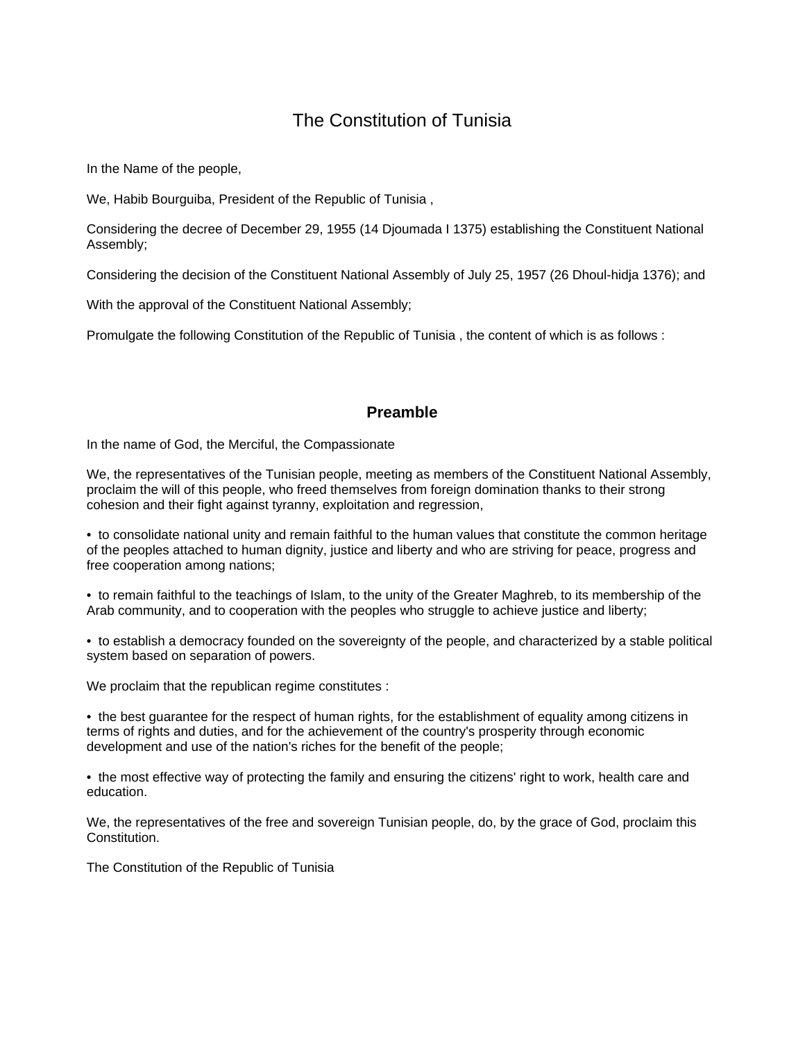# The Constitution of Tunisia

In the Name of the people,

We, Habib Bourguiba, President of the Republic of Tunisia ,

Considering the decree of December 29, 1955 (14 Djoumada I 1375) establishing the Constituent National Assembly;

Considering the decision of the Constituent National Assembly of July 25, 1957 (26 Dhoul-hidja 1376); and

With the approval of the Constituent National Assembly;

Promulgate the following Constitution of the Republic of Tunisia , the content of which is as follows :

## Preamble

In the name of God, the Merciful, the Compassionate

We, the representatives of the Tunisian people, meeting as members of the Constituent National Assembly, proclaim the will of this people, who freed themselves from foreign domination thanks to their strong cohesion and their fight against tyranny, exploitation and regression,

- to consolidate national unity and remain faithful to the human values that constitute the common heritage of the peoples attached to human dignity, justice and liberty and who are striving for peace, progress and free cooperation among nations;

- to remain faithful to the teachings of Islam, to the unity of the Greater Maghreb, to its membership of the Arab community, and to cooperation with the peoples who struggle to achieve justice and liberty;

- to establish a democracy founded on the sovereignty of the people, and characterized by a stable political system based on separation of powers.

We proclaim that the republican regime constitutes :

- the best guarantee for the respect of human rights, for the establishment of equality among citizens in terms of rights and duties, and for the achievement of the country's prosperity through economic development and use of the nation's riches for the benefit of the people;

- the most effective way of protecting the family and ensuring the citizens' right to work, health care and education.

We, the representatives of the free and sovereign Tunisian people, do, by the grace of God, proclaim this Constitution.

The Constitution of the Republic of Tunisia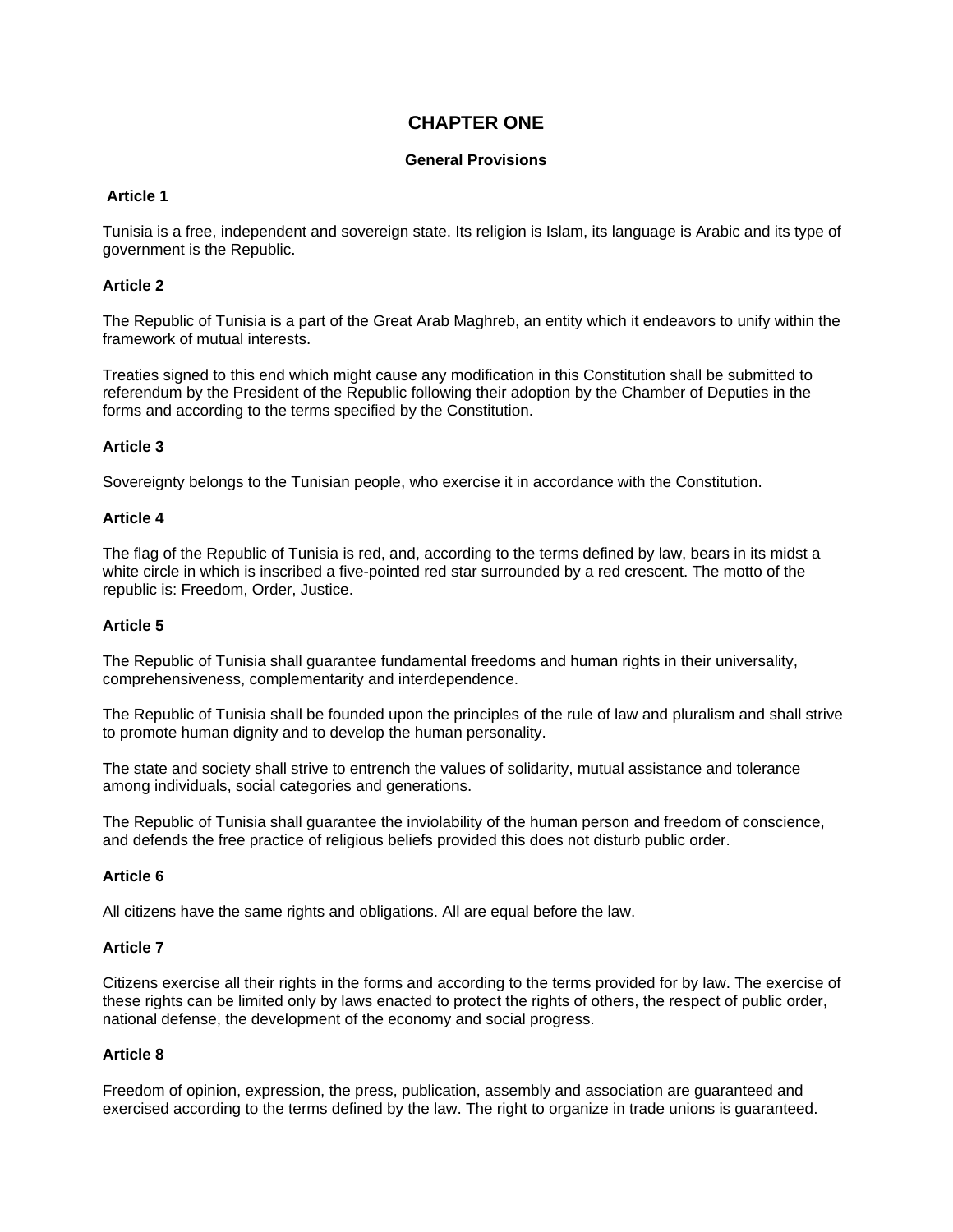# CHAPTER ONE

## General Provisions

### Article 1

Tunisia is a free, independent and sovereign state. Its religion is Islam, its language is Arabic and its type of government is the Republic.

### Article 2

The Republic of Tunisia is a part of the Great Arab Maghreb, an entity which it endeavors to unify within the framework of mutual interests.

Treaties signed to this end which might cause any modification in this Constitution shall be submitted to referendum by the President of the Republic following their adoption by the Chamber of Deputies in the forms and according to the terms specified by the Constitution.

### Article 3

Sovereignty belongs to the Tunisian people, who exercise it in accordance with the Constitution.

### Article 4

The flag of the Republic of Tunisia is red, and, according to the terms defined by law, bears in its midst a white circle in which is inscribed a five-pointed red star surrounded by a red crescent. The motto of the republic is: Freedom, Order, Justice.

### Article 5

The Republic of Tunisia shall guarantee fundamental freedoms and human rights in their universality, comprehensiveness, complementarity and interdependence.

The Republic of Tunisia shall be founded upon the principles of the rule of law and pluralism and shall strive to promote human dignity and to develop the human personality.

The state and society shall strive to entrench the values of solidarity, mutual assistance and tolerance among individuals, social categories and generations.

The Republic of Tunisia shall guarantee the inviolability of the human person and freedom of conscience, and defends the free practice of religious beliefs provided this does not disturb public order.

### Article 6

All citizens have the same rights and obligations. All are equal before the law.

### Article 7

Citizens exercise all their rights in the forms and according to the terms provided for by law. The exercise of these rights can be limited only by laws enacted to protect the rights of others, the respect of public order, national defense, the development of the economy and social progress.

### Article 8

Freedom of opinion, expression, the press, publication, assembly and association are guaranteed and exercised according to the terms defined by the law. The right to organize in trade unions is guaranteed.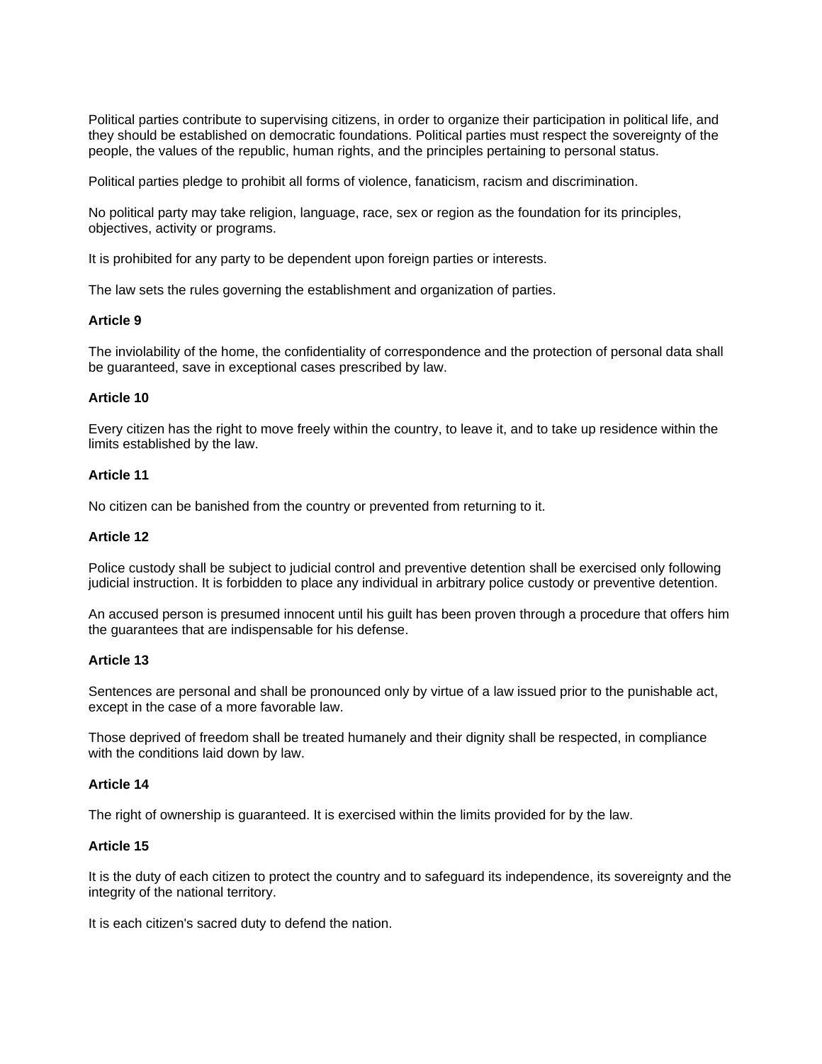Political parties contribute to supervising citizens, in order to organize their participation in political life, and they should be established on democratic foundations. Political parties must respect the sovereignty of the people, the values of the republic, human rights, and the principles pertaining to personal status.

Political parties pledge to prohibit all forms of violence, fanaticism, racism and discrimination.

No political party may take religion, language, race, sex or region as the foundation for its principles, objectives, activity or programs.

It is prohibited for any party to be dependent upon foreign parties or interests.

The law sets the rules governing the establishment and organization of parties.

**Article 9**

The inviolability of the home, the confidentiality of correspondence and the protection of personal data shall be guaranteed, save in exceptional cases prescribed by law.

**Article 10**

Every citizen has the right to move freely within the country, to leave it, and to take up residence within the limits established by the law.

**Article 11**

No citizen can be banished from the country or prevented from returning to it.

**Article 12**

Police custody shall be subject to judicial control and preventive detention shall be exercised only following judicial instruction. It is forbidden to place any individual in arbitrary police custody or preventive detention.

An accused person is presumed innocent until his guilt has been proven through a procedure that offers him the guarantees that are indispensable for his defense.

**Article 13**

Sentences are personal and shall be pronounced only by virtue of a law issued prior to the punishable act, except in the case of a more favorable law.

Those deprived of freedom shall be treated humanely and their dignity shall be respected, in compliance with the conditions laid down by law.

**Article 14**

The right of ownership is guaranteed. It is exercised within the limits provided for by the law.

**Article 15**

It is the duty of each citizen to protect the country and to safeguard its independence, its sovereignty and the integrity of the national territory.

It is each citizen's sacred duty to defend the nation.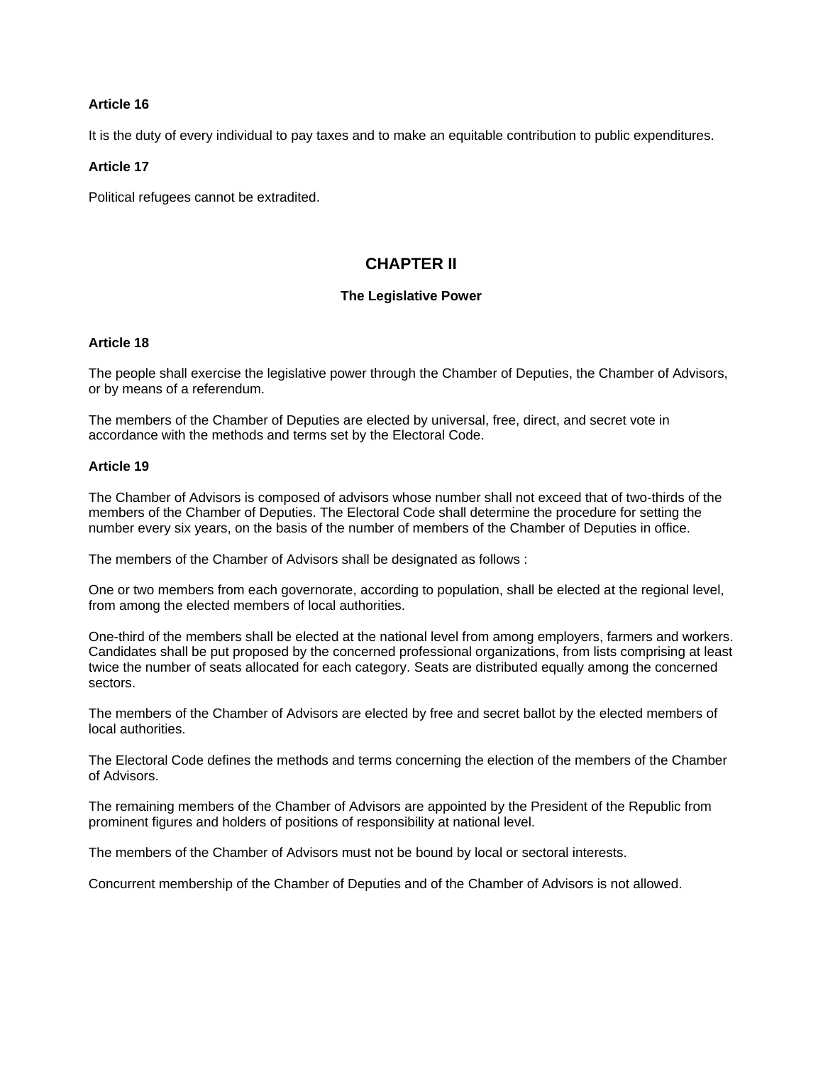**Article 16**

It is the duty of every individual to pay taxes and to make an equitable contribution to public expenditures.

**Article 17**

Political refugees cannot be extradited.

## CHAPTER II

### The Legislative Power

**Article 18**

The people shall exercise the legislative power through the Chamber of Deputies, the Chamber of Advisors, or by means of a referendum.

The members of the Chamber of Deputies are elected by universal, free, direct, and secret vote in accordance with the methods and terms set by the Electoral Code.

**Article 19**

The Chamber of Advisors is composed of advisors whose number shall not exceed that of two-thirds of the members of the Chamber of Deputies. The Electoral Code shall determine the procedure for setting the number every six years, on the basis of the number of members of the Chamber of Deputies in office.

The members of the Chamber of Advisors shall be designated as follows :

One or two members from each governorate, according to population, shall be elected at the regional level, from among the elected members of local authorities.

One-third of the members shall be elected at the national level from among employers, farmers and workers. Candidates shall be put proposed by the concerned professional organizations, from lists comprising at least twice the number of seats allocated for each category. Seats are distributed equally among the concerned sectors.

The members of the Chamber of Advisors are elected by free and secret ballot by the elected members of local authorities.

The Electoral Code defines the methods and terms concerning the election of the members of the Chamber of Advisors.

The remaining members of the Chamber of Advisors are appointed by the President of the Republic from prominent figures and holders of positions of responsibility at national level.

The members of the Chamber of Advisors must not be bound by local or sectoral interests.

Concurrent membership of the Chamber of Deputies and of the Chamber of Advisors is not allowed.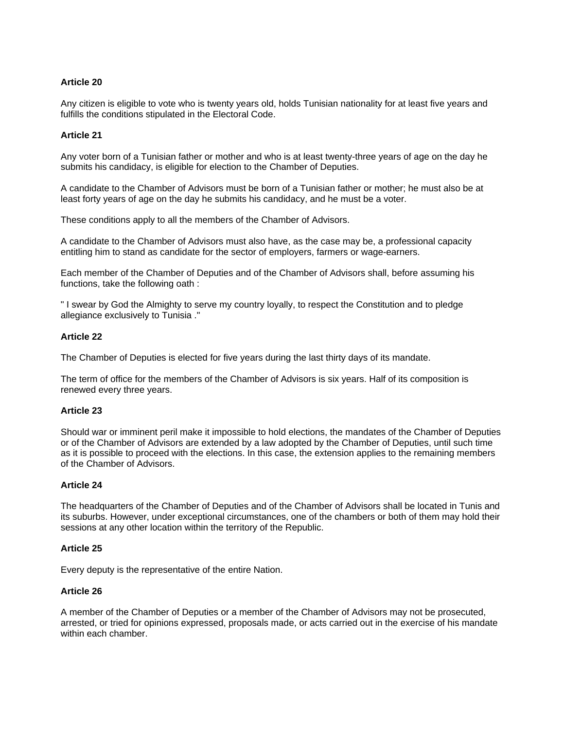**Article 20**

Any citizen is eligible to vote who is twenty years old, holds Tunisian nationality for at least five years and fulfills the conditions stipulated in the Electoral Code.

**Article 21**

Any voter born of a Tunisian father or mother and who is at least twenty-three years of age on the day he submits his candidacy, is eligible for election to the Chamber of Deputies.

A candidate to the Chamber of Advisors must be born of a Tunisian father or mother; he must also be at least forty years of age on the day he submits his candidacy, and he must be a voter.

These conditions apply to all the members of the Chamber of Advisors.

A candidate to the Chamber of Advisors must also have, as the case may be, a professional capacity entitling him to stand as candidate for the sector of employers, farmers or wage-earners.

Each member of the Chamber of Deputies and of the Chamber of Advisors shall, before assuming his functions, take the following oath :

" I swear by God the Almighty to serve my country loyally, to respect the Constitution and to pledge allegiance exclusively to Tunisia ."

**Article 22**

The Chamber of Deputies is elected for five years during the last thirty days of its mandate.

The term of office for the members of the Chamber of Advisors is six years. Half of its composition is renewed every three years.

**Article 23**

Should war or imminent peril make it impossible to hold elections, the mandates of the Chamber of Deputies or of the Chamber of Advisors are extended by a law adopted by the Chamber of Deputies, until such time as it is possible to proceed with the elections. In this case, the extension applies to the remaining members of the Chamber of Advisors.

**Article 24**

The headquarters of the Chamber of Deputies and of the Chamber of Advisors shall be located in Tunis and its suburbs. However, under exceptional circumstances, one of the chambers or both of them may hold their sessions at any other location within the territory of the Republic.

**Article 25**

Every deputy is the representative of the entire Nation.

**Article 26**

A member of the Chamber of Deputies or a member of the Chamber of Advisors may not be prosecuted, arrested, or tried for opinions expressed, proposals made, or acts carried out in the exercise of his mandate within each chamber.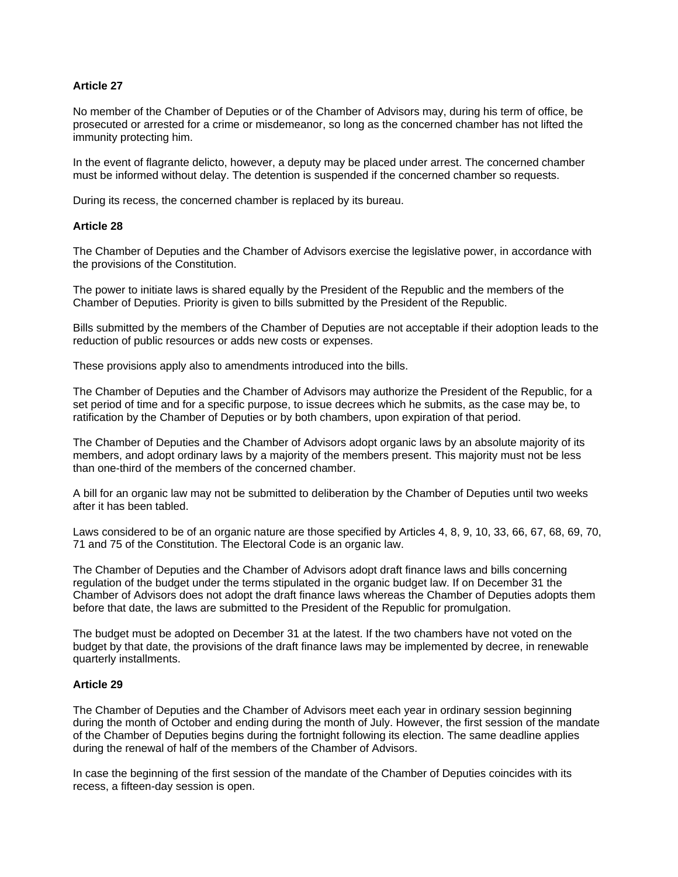**Article 27**

No member of the Chamber of Deputies or of the Chamber of Advisors may, during his term of office, be prosecuted or arrested for a crime or misdemeanor, so long as the concerned chamber has not lifted the immunity protecting him.

In the event of flagrante delicto, however, a deputy may be placed under arrest. The concerned chamber must be informed without delay. The detention is suspended if the concerned chamber so requests.

During its recess, the concerned chamber is replaced by its bureau.

**Article 28**

The Chamber of Deputies and the Chamber of Advisors exercise the legislative power, in accordance with the provisions of the Constitution.

The power to initiate laws is shared equally by the President of the Republic and the members of the Chamber of Deputies. Priority is given to bills submitted by the President of the Republic.

Bills submitted by the members of the Chamber of Deputies are not acceptable if their adoption leads to the reduction of public resources or adds new costs or expenses.

These provisions apply also to amendments introduced into the bills.

The Chamber of Deputies and the Chamber of Advisors may authorize the President of the Republic, for a set period of time and for a specific purpose, to issue decrees which he submits, as the case may be, to ratification by the Chamber of Deputies or by both chambers, upon expiration of that period.

The Chamber of Deputies and the Chamber of Advisors adopt organic laws by an absolute majority of its members, and adopt ordinary laws by a majority of the members present. This majority must not be less than one-third of the members of the concerned chamber.

A bill for an organic law may not be submitted to deliberation by the Chamber of Deputies until two weeks after it has been tabled.

Laws considered to be of an organic nature are those specified by Articles 4, 8, 9, 10, 33, 66, 67, 68, 69, 70, 71 and 75 of the Constitution. The Electoral Code is an organic law.

The Chamber of Deputies and the Chamber of Advisors adopt draft finance laws and bills concerning regulation of the budget under the terms stipulated in the organic budget law. If on December 31 the Chamber of Advisors does not adopt the draft finance laws whereas the Chamber of Deputies adopts them before that date, the laws are submitted to the President of the Republic for promulgation.

The budget must be adopted on December 31 at the latest. If the two chambers have not voted on the budget by that date, the provisions of the draft finance laws may be implemented by decree, in renewable quarterly installments.

**Article 29**

The Chamber of Deputies and the Chamber of Advisors meet each year in ordinary session beginning during the month of October and ending during the month of July. However, the first session of the mandate of the Chamber of Deputies begins during the fortnight following its election. The same deadline applies during the renewal of half of the members of the Chamber of Advisors.

In case the beginning of the first session of the mandate of the Chamber of Deputies coincides with its recess, a fifteen-day session is open.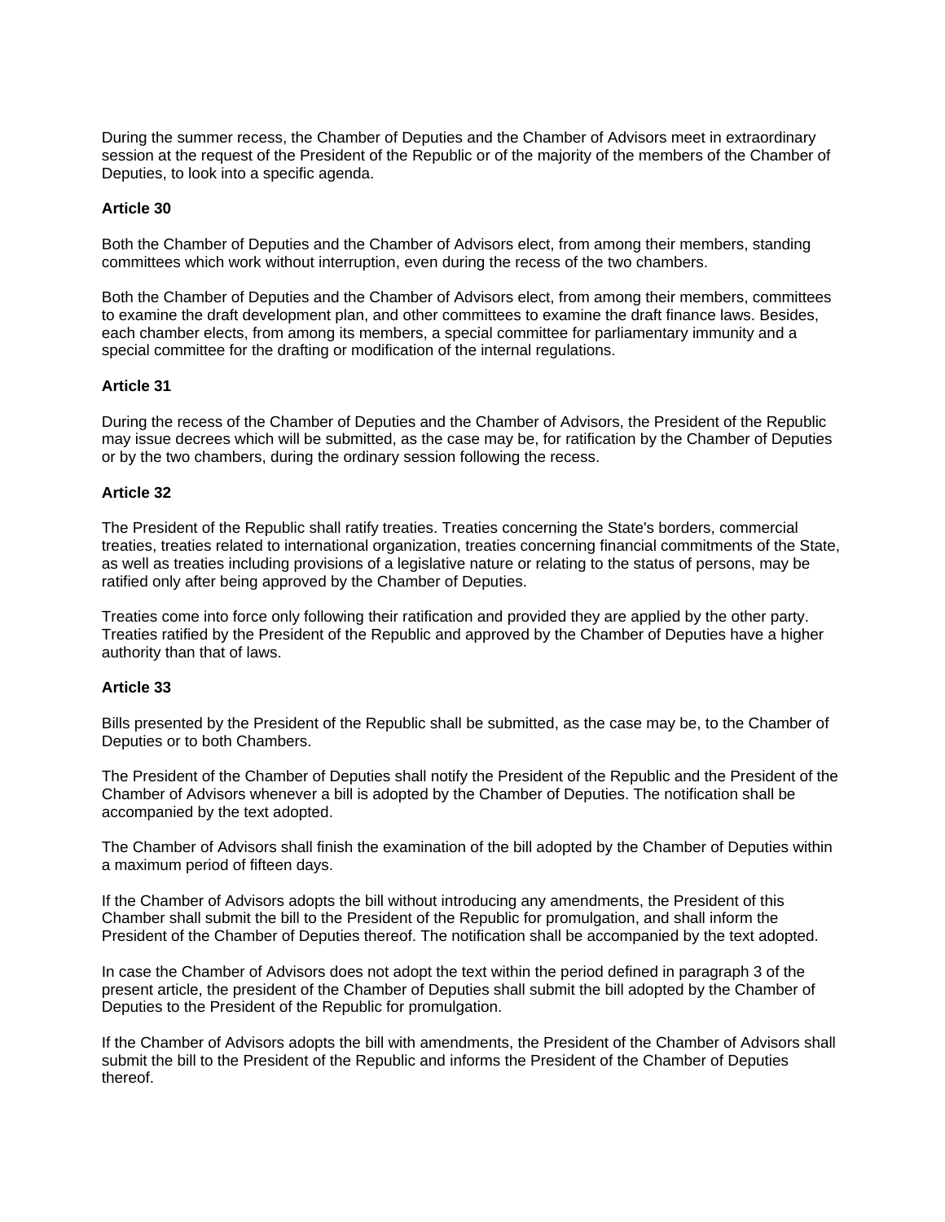During the summer recess, the Chamber of Deputies and the Chamber of Advisors meet in extraordinary session at the request of the President of the Republic or of the majority of the members of the Chamber of Deputies, to look into a specific agenda.

**Article 30**

Both the Chamber of Deputies and the Chamber of Advisors elect, from among their members, standing committees which work without interruption, even during the recess of the two chambers.

Both the Chamber of Deputies and the Chamber of Advisors elect, from among their members, committees to examine the draft development plan, and other committees to examine the draft finance laws. Besides, each chamber elects, from among its members, a special committee for parliamentary immunity and a special committee for the drafting or modification of the internal regulations.

**Article 31**

During the recess of the Chamber of Deputies and the Chamber of Advisors, the President of the Republic may issue decrees which will be submitted, as the case may be, for ratification by the Chamber of Deputies or by the two chambers, during the ordinary session following the recess.

**Article 32**

The President of the Republic shall ratify treaties. Treaties concerning the State's borders, commercial treaties, treaties related to international organization, treaties concerning financial commitments of the State, as well as treaties including provisions of a legislative nature or relating to the status of persons, may be ratified only after being approved by the Chamber of Deputies.

Treaties come into force only following their ratification and provided they are applied by the other party. Treaties ratified by the President of the Republic and approved by the Chamber of Deputies have a higher authority than that of laws.

**Article 33**

Bills presented by the President of the Republic shall be submitted, as the case may be, to the Chamber of Deputies or to both Chambers.

The President of the Chamber of Deputies shall notify the President of the Republic and the President of the Chamber of Advisors whenever a bill is adopted by the Chamber of Deputies. The notification shall be accompanied by the text adopted.

The Chamber of Advisors shall finish the examination of the bill adopted by the Chamber of Deputies within a maximum period of fifteen days.

If the Chamber of Advisors adopts the bill without introducing any amendments, the President of this Chamber shall submit the bill to the President of the Republic for promulgation, and shall inform the President of the Chamber of Deputies thereof. The notification shall be accompanied by the text adopted.

In case the Chamber of Advisors does not adopt the text within the period defined in paragraph 3 of the present article, the president of the Chamber of Deputies shall submit the bill adopted by the Chamber of Deputies to the President of the Republic for promulgation.

If the Chamber of Advisors adopts the bill with amendments, the President of the Chamber of Advisors shall submit the bill to the President of the Republic and informs the President of the Chamber of Deputies thereof.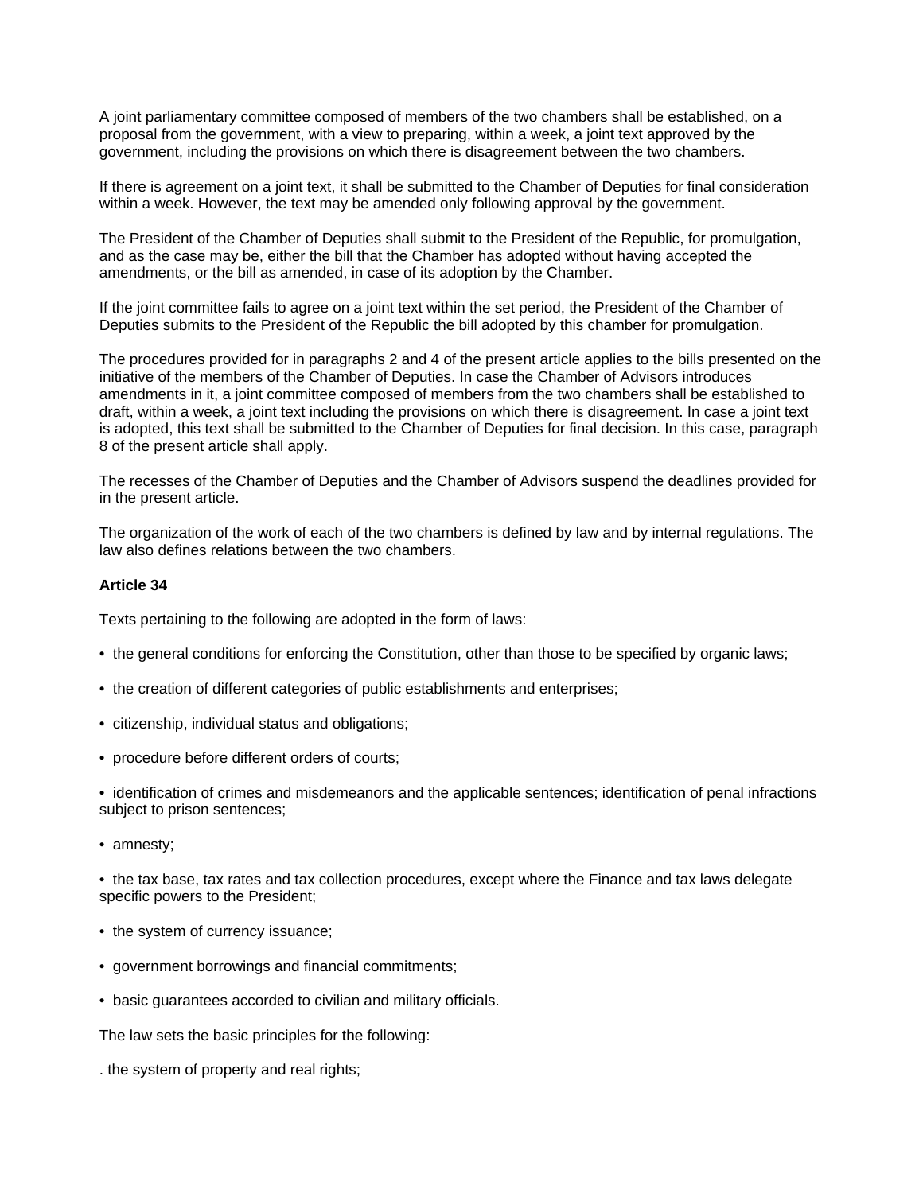A joint parliamentary committee composed of members of the two chambers shall be established, on a proposal from the government, with a view to preparing, within a week, a joint text approved by the government, including the provisions on which there is disagreement between the two chambers.

If there is agreement on a joint text, it shall be submitted to the Chamber of Deputies for final consideration within a week. However, the text may be amended only following approval by the government.

The President of the Chamber of Deputies shall submit to the President of the Republic, for promulgation, and as the case may be, either the bill that the Chamber has adopted without having accepted the amendments, or the bill as amended, in case of its adoption by the Chamber.

If the joint committee fails to agree on a joint text within the set period, the President of the Chamber of Deputies submits to the President of the Republic the bill adopted by this chamber for promulgation.

The procedures provided for in paragraphs 2 and 4 of the present article applies to the bills presented on the initiative of the members of the Chamber of Deputies. In case the Chamber of Advisors introduces amendments in it, a joint committee composed of members from the two chambers shall be established to draft, within a week, a joint text including the provisions on which there is disagreement. In case a joint text is adopted, this text shall be submitted to the Chamber of Deputies for final decision. In this case, paragraph 8 of the present article shall apply.

The recesses of the Chamber of Deputies and the Chamber of Advisors suspend the deadlines provided for in the present article.

The organization of the work of each of the two chambers is defined by law and by internal regulations. The law also defines relations between the two chambers.

**Article 34**

Texts pertaining to the following are adopted in the form of laws:

- the general conditions for enforcing the Constitution, other than those to be specified by organic laws;
- the creation of different categories of public establishments and enterprises;
- citizenship, individual status and obligations;
- procedure before different orders of courts;
- identification of crimes and misdemeanors and the applicable sentences; identification of penal infractions subject to prison sentences;
- amnesty;
- the tax base, tax rates and tax collection procedures, except where the Finance and tax laws delegate specific powers to the President;
- the system of currency issuance;
- government borrowings and financial commitments;
- basic guarantees accorded to civilian and military officials.

The law sets the basic principles for the following:

. the system of property and real rights;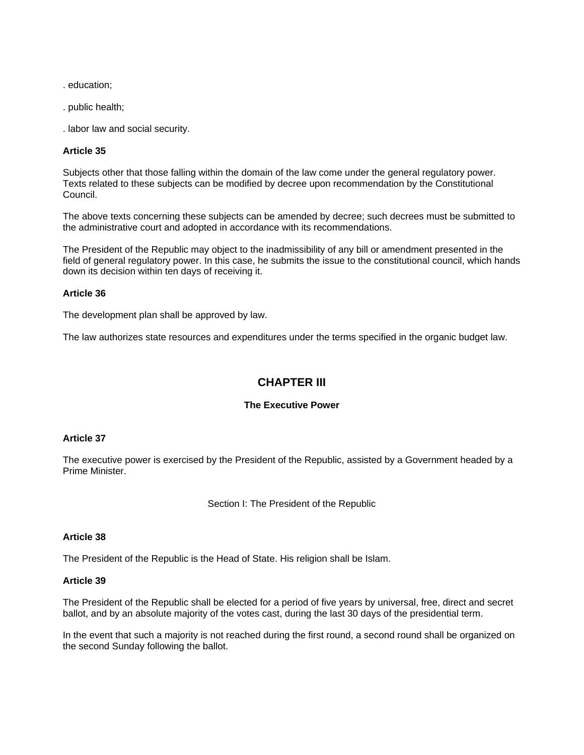. education;

. public health;

. labor law and social security.

**Article 35**

Subjects other that those falling within the domain of the law come under the general regulatory power. Texts related to these subjects can be modified by decree upon recommendation by the Constitutional Council.

The above texts concerning these subjects can be amended by decree; such decrees must be submitted to the administrative court and adopted in accordance with its recommendations.

The President of the Republic may object to the inadmissibility of any bill or amendment presented in the field of general regulatory power. In this case, he submits the issue to the constitutional council, which hands down its decision within ten days of receiving it.

**Article 36**

The development plan shall be approved by law.

The law authorizes state resources and expenditures under the terms specified in the organic budget law.

## CHAPTER III

### The Executive Power

**Article 37**

The executive power is exercised by the President of the Republic, assisted by a Government headed by a Prime Minister.

### Section I: The President of the Republic

**Article 38**

The President of the Republic is the Head of State. His religion shall be Islam.

**Article 39**

The President of the Republic shall be elected for a period of five years by universal, free, direct and secret ballot, and by an absolute majority of the votes cast, during the last 30 days of the presidential term.

In the event that such a majority is not reached during the first round, a second round shall be organized on the second Sunday following the ballot.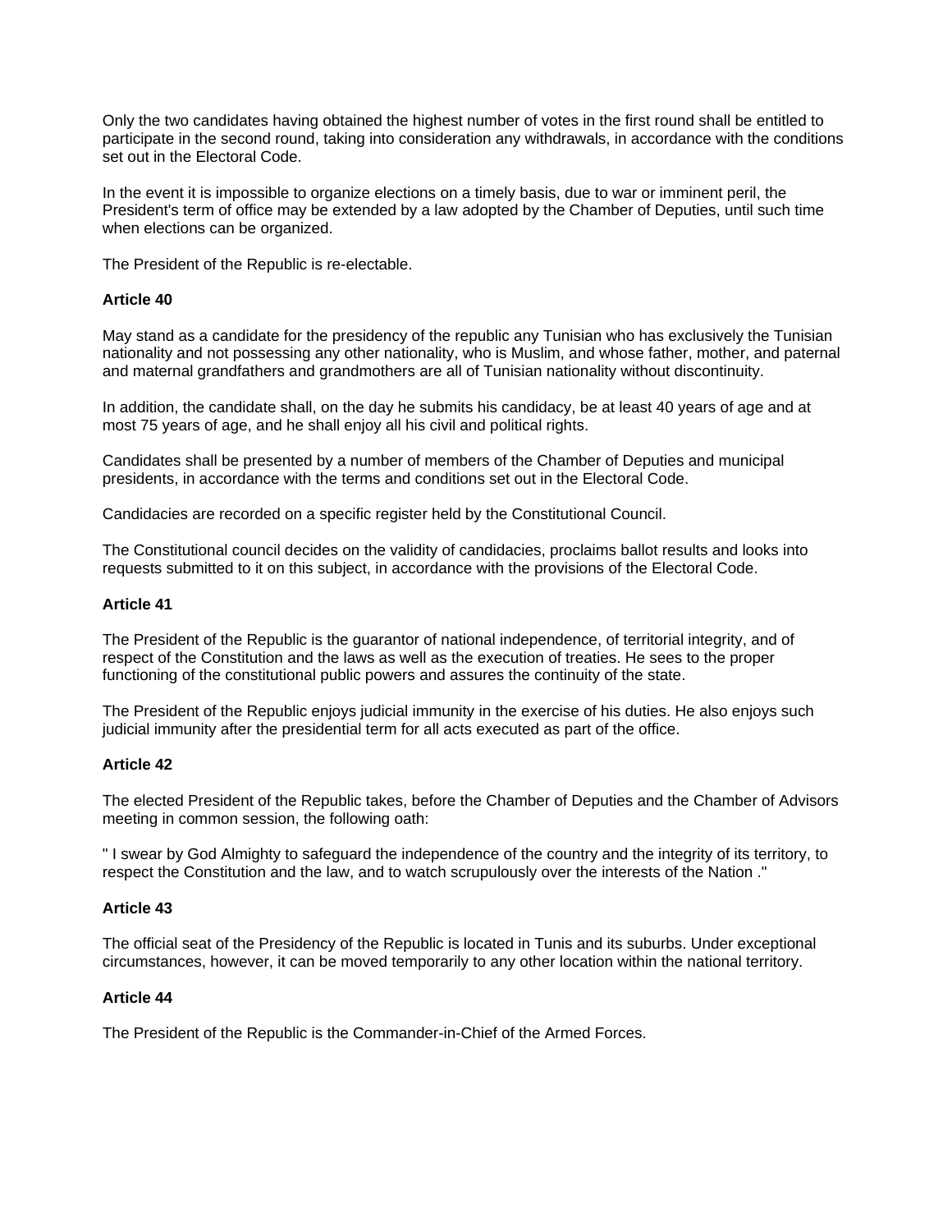Only the two candidates having obtained the highest number of votes in the first round shall be entitled to participate in the second round, taking into consideration any withdrawals, in accordance with the conditions set out in the Electoral Code.

In the event it is impossible to organize elections on a timely basis, due to war or imminent peril, the President's term of office may be extended by a law adopted by the Chamber of Deputies, until such time when elections can be organized.

The President of the Republic is re-electable.

**Article 40**

May stand as a candidate for the presidency of the republic any Tunisian who has exclusively the Tunisian nationality and not possessing any other nationality, who is Muslim, and whose father, mother, and paternal and maternal grandfathers and grandmothers are all of Tunisian nationality without discontinuity.

In addition, the candidate shall, on the day he submits his candidacy, be at least 40 years of age and at most 75 years of age, and he shall enjoy all his civil and political rights.

Candidates shall be presented by a number of members of the Chamber of Deputies and municipal presidents, in accordance with the terms and conditions set out in the Electoral Code.

Candidacies are recorded on a specific register held by the Constitutional Council.

The Constitutional council decides on the validity of candidacies, proclaims ballot results and looks into requests submitted to it on this subject, in accordance with the provisions of the Electoral Code.

**Article 41**

The President of the Republic is the guarantor of national independence, of territorial integrity, and of respect of the Constitution and the laws as well as the execution of treaties. He sees to the proper functioning of the constitutional public powers and assures the continuity of the state.

The President of the Republic enjoys judicial immunity in the exercise of his duties. He also enjoys such judicial immunity after the presidential term for all acts executed as part of the office.

**Article 42**

The elected President of the Republic takes, before the Chamber of Deputies and the Chamber of Advisors meeting in common session, the following oath:

" I swear by God Almighty to safeguard the independence of the country and the integrity of its territory, to respect the Constitution and the law, and to watch scrupulously over the interests of the Nation ."

**Article 43**

The official seat of the Presidency of the Republic is located in Tunis and its suburbs. Under exceptional circumstances, however, it can be moved temporarily to any other location within the national territory.

**Article 44**

The President of the Republic is the Commander-in-Chief of the Armed Forces.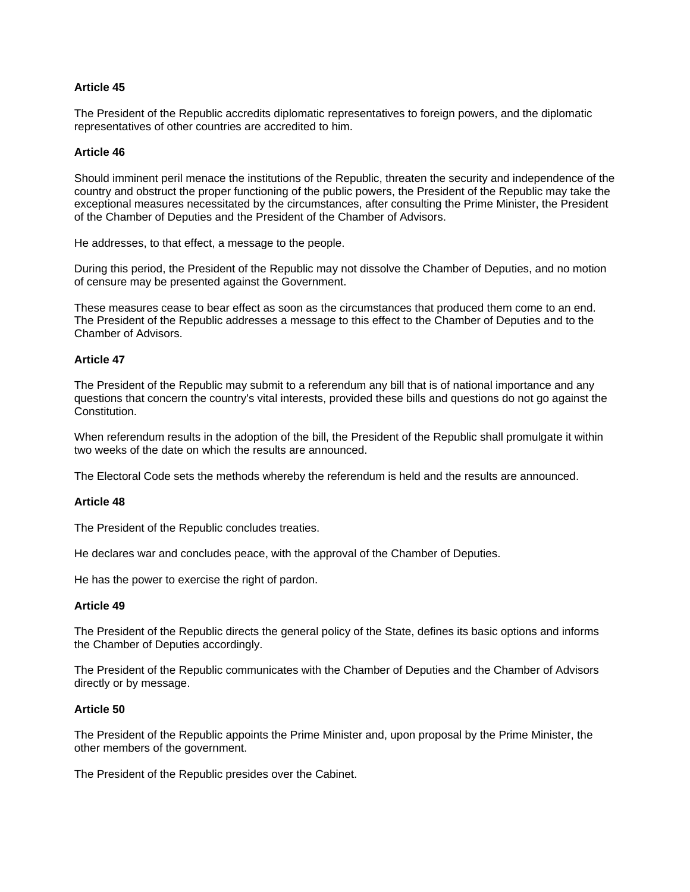**Article 45**

The President of the Republic accredits diplomatic representatives to foreign powers, and the diplomatic representatives of other countries are accredited to him.

**Article 46**

Should imminent peril menace the institutions of the Republic, threaten the security and independence of the country and obstruct the proper functioning of the public powers, the President of the Republic may take the exceptional measures necessitated by the circumstances, after consulting the Prime Minister, the President of the Chamber of Deputies and the President of the Chamber of Advisors.

He addresses, to that effect, a message to the people.

During this period, the President of the Republic may not dissolve the Chamber of Deputies, and no motion of censure may be presented against the Government.

These measures cease to bear effect as soon as the circumstances that produced them come to an end. The President of the Republic addresses a message to this effect to the Chamber of Deputies and to the Chamber of Advisors.

**Article 47**

The President of the Republic may submit to a referendum any bill that is of national importance and any questions that concern the country's vital interests, provided these bills and questions do not go against the Constitution.

When referendum results in the adoption of the bill, the President of the Republic shall promulgate it within two weeks of the date on which the results are announced.

The Electoral Code sets the methods whereby the referendum is held and the results are announced.

**Article 48**

The President of the Republic concludes treaties.

He declares war and concludes peace, with the approval of the Chamber of Deputies.

He has the power to exercise the right of pardon.

**Article 49**

The President of the Republic directs the general policy of the State, defines its basic options and informs the Chamber of Deputies accordingly.

The President of the Republic communicates with the Chamber of Deputies and the Chamber of Advisors directly or by message.

**Article 50**

The President of the Republic appoints the Prime Minister and, upon proposal by the Prime Minister, the other members of the government.

The President of the Republic presides over the Cabinet.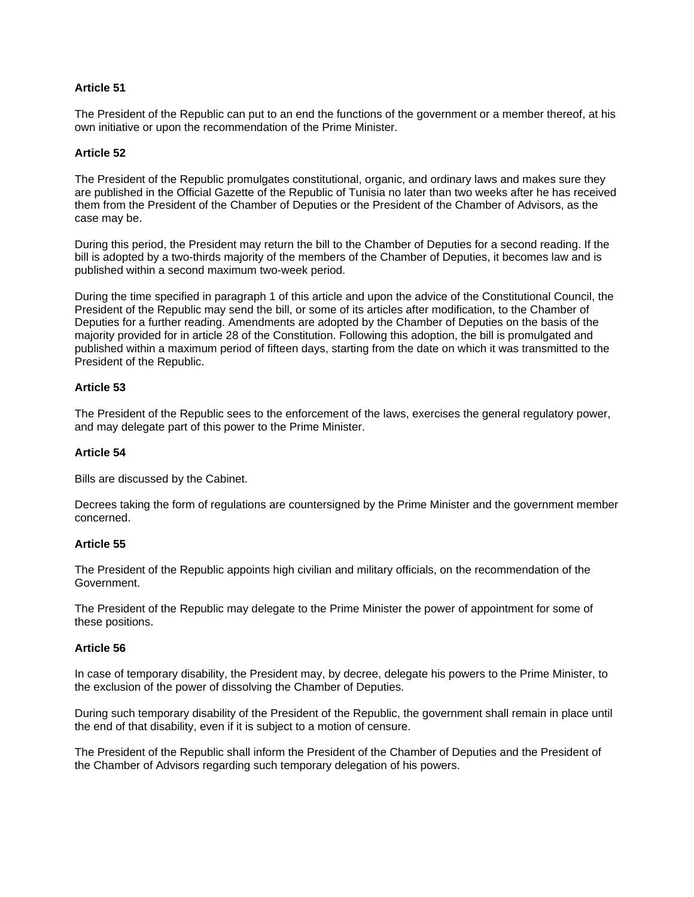**Article 51**

The President of the Republic can put to an end the functions of the government or a member thereof, at his own initiative or upon the recommendation of the Prime Minister.

**Article 52**

The President of the Republic promulgates constitutional, organic, and ordinary laws and makes sure they are published in the Official Gazette of the Republic of Tunisia no later than two weeks after he has received them from the President of the Chamber of Deputies or the President of the Chamber of Advisors, as the case may be.

During this period, the President may return the bill to the Chamber of Deputies for a second reading. If the bill is adopted by a two-thirds majority of the members of the Chamber of Deputies, it becomes law and is published within a second maximum two-week period.

During the time specified in paragraph 1 of this article and upon the advice of the Constitutional Council, the President of the Republic may send the bill, or some of its articles after modification, to the Chamber of Deputies for a further reading. Amendments are adopted by the Chamber of Deputies on the basis of the majority provided for in article 28 of the Constitution. Following this adoption, the bill is promulgated and published within a maximum period of fifteen days, starting from the date on which it was transmitted to the President of the Republic.

**Article 53**

The President of the Republic sees to the enforcement of the laws, exercises the general regulatory power, and may delegate part of this power to the Prime Minister.

**Article 54**

Bills are discussed by the Cabinet.

Decrees taking the form of regulations are countersigned by the Prime Minister and the government member concerned.

**Article 55**

The President of the Republic appoints high civilian and military officials, on the recommendation of the Government.

The President of the Republic may delegate to the Prime Minister the power of appointment for some of these positions.

**Article 56**

In case of temporary disability, the President may, by decree, delegate his powers to the Prime Minister, to the exclusion of the power of dissolving the Chamber of Deputies.

During such temporary disability of the President of the Republic, the government shall remain in place until the end of that disability, even if it is subject to a motion of censure.

The President of the Republic shall inform the President of the Chamber of Deputies and the President of the Chamber of Advisors regarding such temporary delegation of his powers.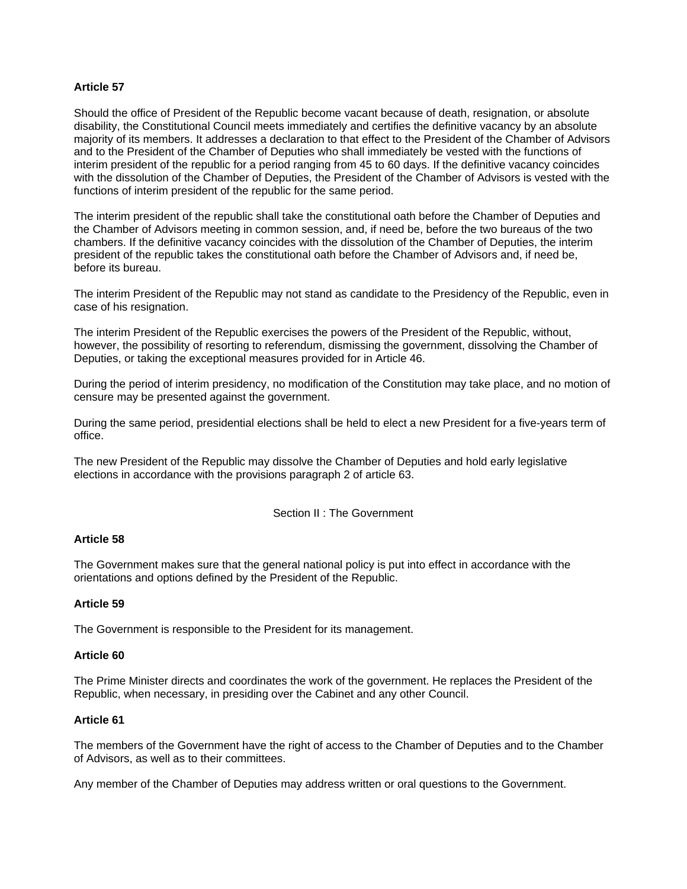**Article 57**

Should the office of President of the Republic become vacant because of death, resignation, or absolute disability, the Constitutional Council meets immediately and certifies the definitive vacancy by an absolute majority of its members. It addresses a declaration to that effect to the President of the Chamber of Advisors and to the President of the Chamber of Deputies who shall immediately be vested with the functions of interim president of the republic for a period ranging from 45 to 60 days. If the definitive vacancy coincides with the dissolution of the Chamber of Deputies, the President of the Chamber of Advisors is vested with the functions of interim president of the republic for the same period.

The interim president of the republic shall take the constitutional oath before the Chamber of Deputies and the Chamber of Advisors meeting in common session, and, if need be, before the two bureaus of the two chambers. If the definitive vacancy coincides with the dissolution of the Chamber of Deputies, the interim president of the republic takes the constitutional oath before the Chamber of Advisors and, if need be, before its bureau.

The interim President of the Republic may not stand as candidate to the Presidency of the Republic, even in case of his resignation.

The interim President of the Republic exercises the powers of the President of the Republic, without, however, the possibility of resorting to referendum, dismissing the government, dissolving the Chamber of Deputies, or taking the exceptional measures provided for in Article 46.

During the period of interim presidency, no modification of the Constitution may take place, and no motion of censure may be presented against the government.

During the same period, presidential elections shall be held to elect a new President for a five-years term of office.

The new President of the Republic may dissolve the Chamber of Deputies and hold early legislative elections in accordance with the provisions paragraph 2 of article 63.

## Section II : The Government

**Article 58**

The Government makes sure that the general national policy is put into effect in accordance with the orientations and options defined by the President of the Republic.

**Article 59**

The Government is responsible to the President for its management.

**Article 60**

The Prime Minister directs and coordinates the work of the government. He replaces the President of the Republic, when necessary, in presiding over the Cabinet and any other Council.

**Article 61**

The members of the Government have the right of access to the Chamber of Deputies and to the Chamber of Advisors, as well as to their committees.

Any member of the Chamber of Deputies may address written or oral questions to the Government.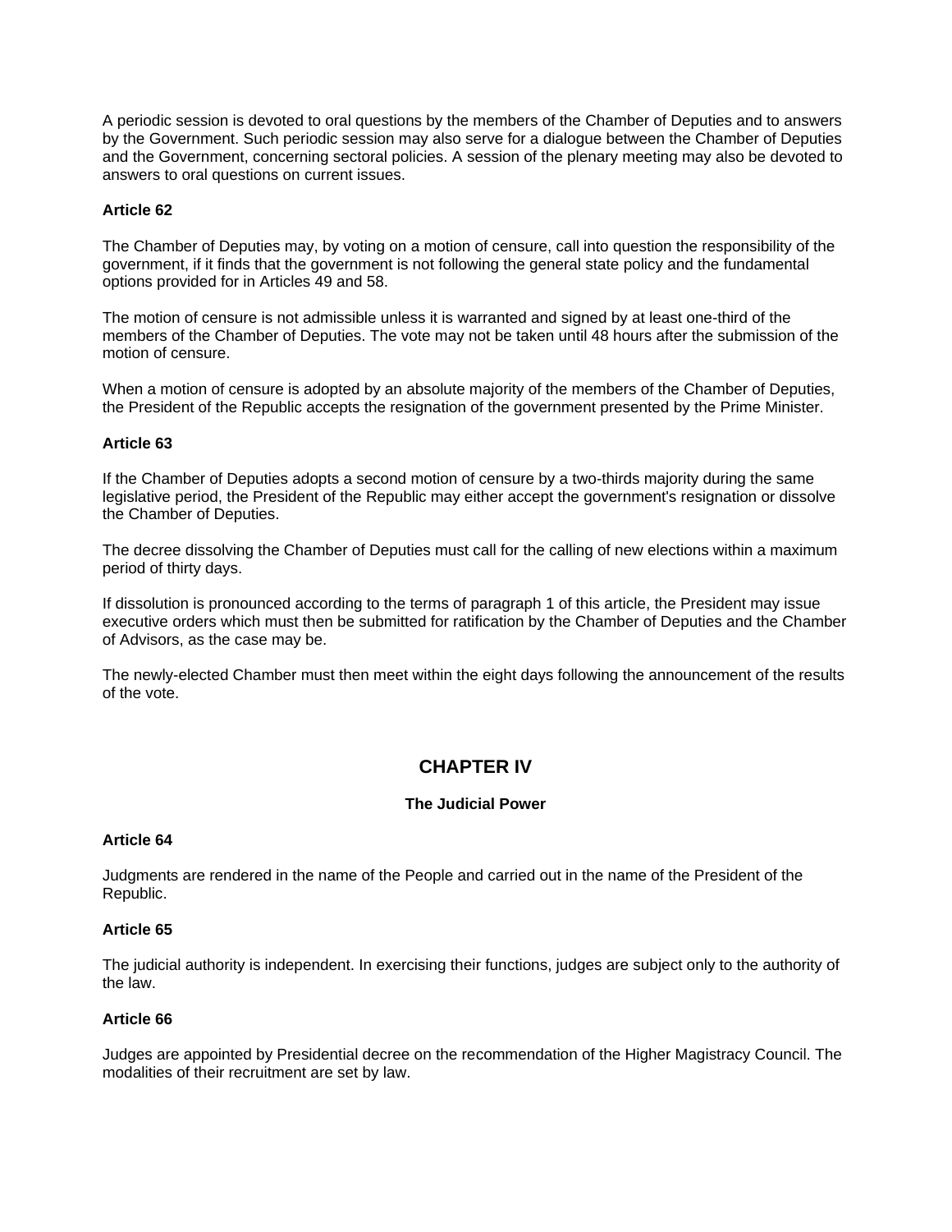A periodic session is devoted to oral questions by the members of the Chamber of Deputies and to answers by the Government. Such periodic session may also serve for a dialogue between the Chamber of Deputies and the Government, concerning sectoral policies. A session of the plenary meeting may also be devoted to answers to oral questions on current issues.

#### Article 62

The Chamber of Deputies may, by voting on a motion of censure, call into question the responsibility of the government, if it finds that the government is not following the general state policy and the fundamental options provided for in Articles 49 and 58.

The motion of censure is not admissible unless it is warranted and signed by at least one-third of the members of the Chamber of Deputies. The vote may not be taken until 48 hours after the submission of the motion of censure.

When a motion of censure is adopted by an absolute majority of the members of the Chamber of Deputies, the President of the Republic accepts the resignation of the government presented by the Prime Minister.

#### Article 63

If the Chamber of Deputies adopts a second motion of censure by a two-thirds majority during the same legislative period, the President of the Republic may either accept the government's resignation or dissolve the Chamber of Deputies.

The decree dissolving the Chamber of Deputies must call for the calling of new elections within a maximum period of thirty days.

If dissolution is pronounced according to the terms of paragraph 1 of this article, the President may issue executive orders which must then be submitted for ratification by the Chamber of Deputies and the Chamber of Advisors, as the case may be.

The newly-elected Chamber must then meet within the eight days following the announcement of the results of the vote.

## CHAPTER IV

### The Judicial Power

#### Article 64

Judgments are rendered in the name of the People and carried out in the name of the President of the Republic.

#### Article 65

The judicial authority is independent. In exercising their functions, judges are subject only to the authority of the law.

#### Article 66

Judges are appointed by Presidential decree on the recommendation of the Higher Magistracy Council. The modalities of their recruitment are set by law.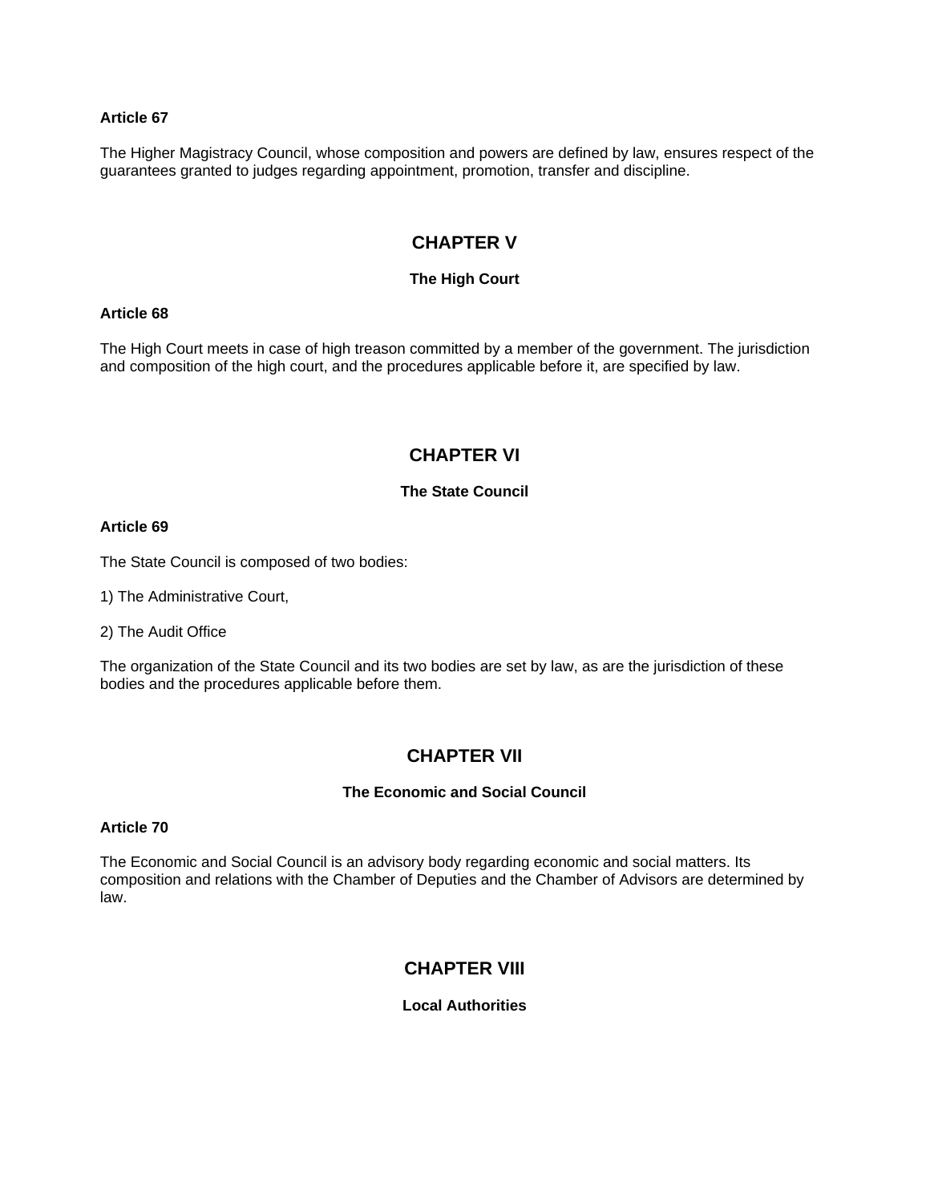**Article 67**

The Higher Magistracy Council, whose composition and powers are defined by law, ensures respect of the guarantees granted to judges regarding appointment, promotion, transfer and discipline.

## CHAPTER V

### The High Court

**Article 68**

The High Court meets in case of high treason committed by a member of the government. The jurisdiction and composition of the high court, and the procedures applicable before it, are specified by law.

## CHAPTER VI

### The State Council

**Article 69**

The State Council is composed of two bodies:

1) The Administrative Court,

2) The Audit Office

The organization of the State Council and its two bodies are set by law, as are the jurisdiction of these bodies and the procedures applicable before them.

## CHAPTER VII

### The Economic and Social Council

**Article 70**

The Economic and Social Council is an advisory body regarding economic and social matters. Its composition and relations with the Chamber of Deputies and the Chamber of Advisors are determined by law.

## CHAPTER VIII

### Local Authorities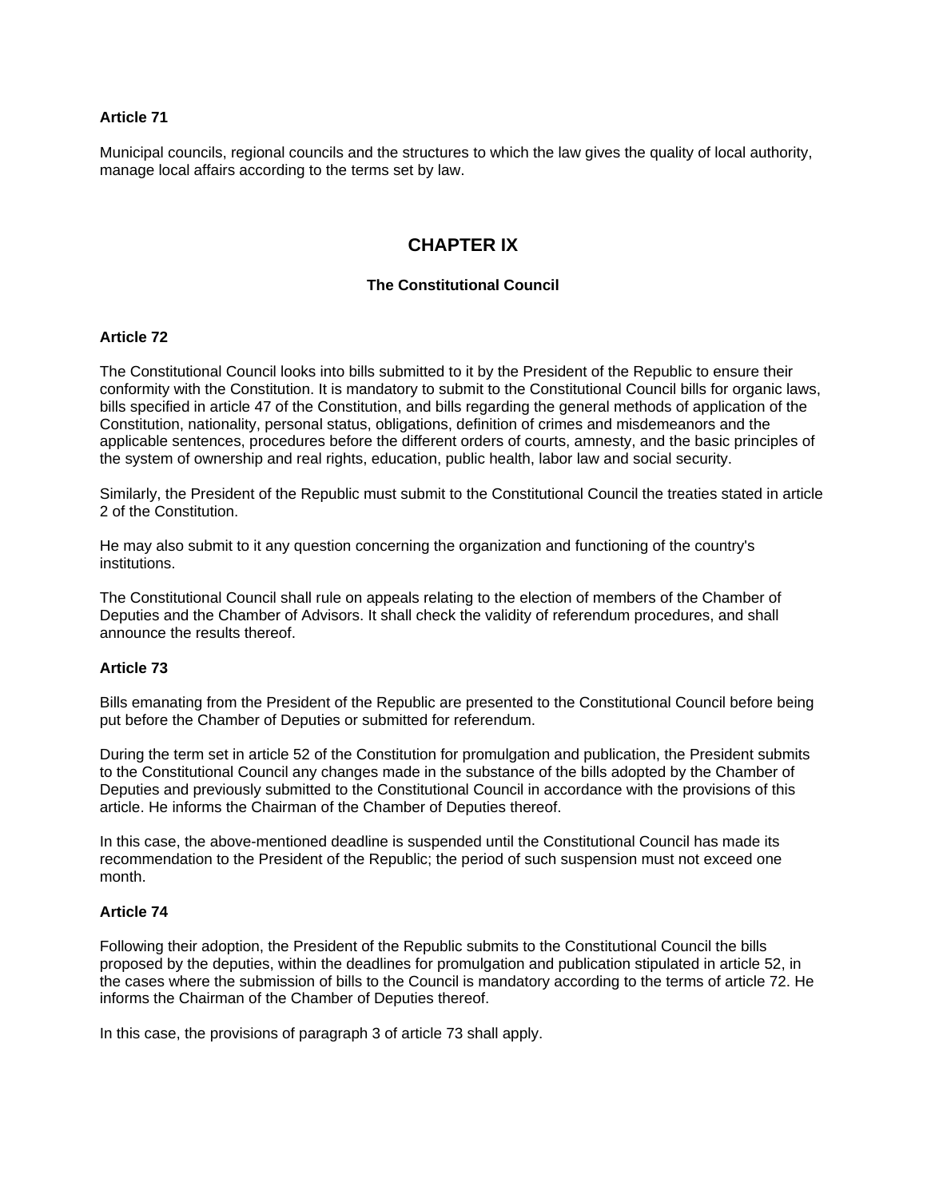**Article 71**

Municipal councils, regional councils and the structures to which the law gives the quality of local authority, manage local affairs according to the terms set by law.

## CHAPTER IX

### The Constitutional Council

**Article 72**

The Constitutional Council looks into bills submitted to it by the President of the Republic to ensure their conformity with the Constitution. It is mandatory to submit to the Constitutional Council bills for organic laws, bills specified in article 47 of the Constitution, and bills regarding the general methods of application of the Constitution, nationality, personal status, obligations, definition of crimes and misdemeanors and the applicable sentences, procedures before the different orders of courts, amnesty, and the basic principles of the system of ownership and real rights, education, public health, labor law and social security.

Similarly, the President of the Republic must submit to the Constitutional Council the treaties stated in article 2 of the Constitution.

He may also submit to it any question concerning the organization and functioning of the country's institutions.

The Constitutional Council shall rule on appeals relating to the election of members of the Chamber of Deputies and the Chamber of Advisors. It shall check the validity of referendum procedures, and shall announce the results thereof.

**Article 73**

Bills emanating from the President of the Republic are presented to the Constitutional Council before being put before the Chamber of Deputies or submitted for referendum.

During the term set in article 52 of the Constitution for promulgation and publication, the President submits to the Constitutional Council any changes made in the substance of the bills adopted by the Chamber of Deputies and previously submitted to the Constitutional Council in accordance with the provisions of this article. He informs the Chairman of the Chamber of Deputies thereof.

In this case, the above-mentioned deadline is suspended until the Constitutional Council has made its recommendation to the President of the Republic; the period of such suspension must not exceed one month.

**Article 74**

Following their adoption, the President of the Republic submits to the Constitutional Council the bills proposed by the deputies, within the deadlines for promulgation and publication stipulated in article 52, in the cases where the submission of bills to the Council is mandatory according to the terms of article 72. He informs the Chairman of the Chamber of Deputies thereof.

In this case, the provisions of paragraph 3 of article 73 shall apply.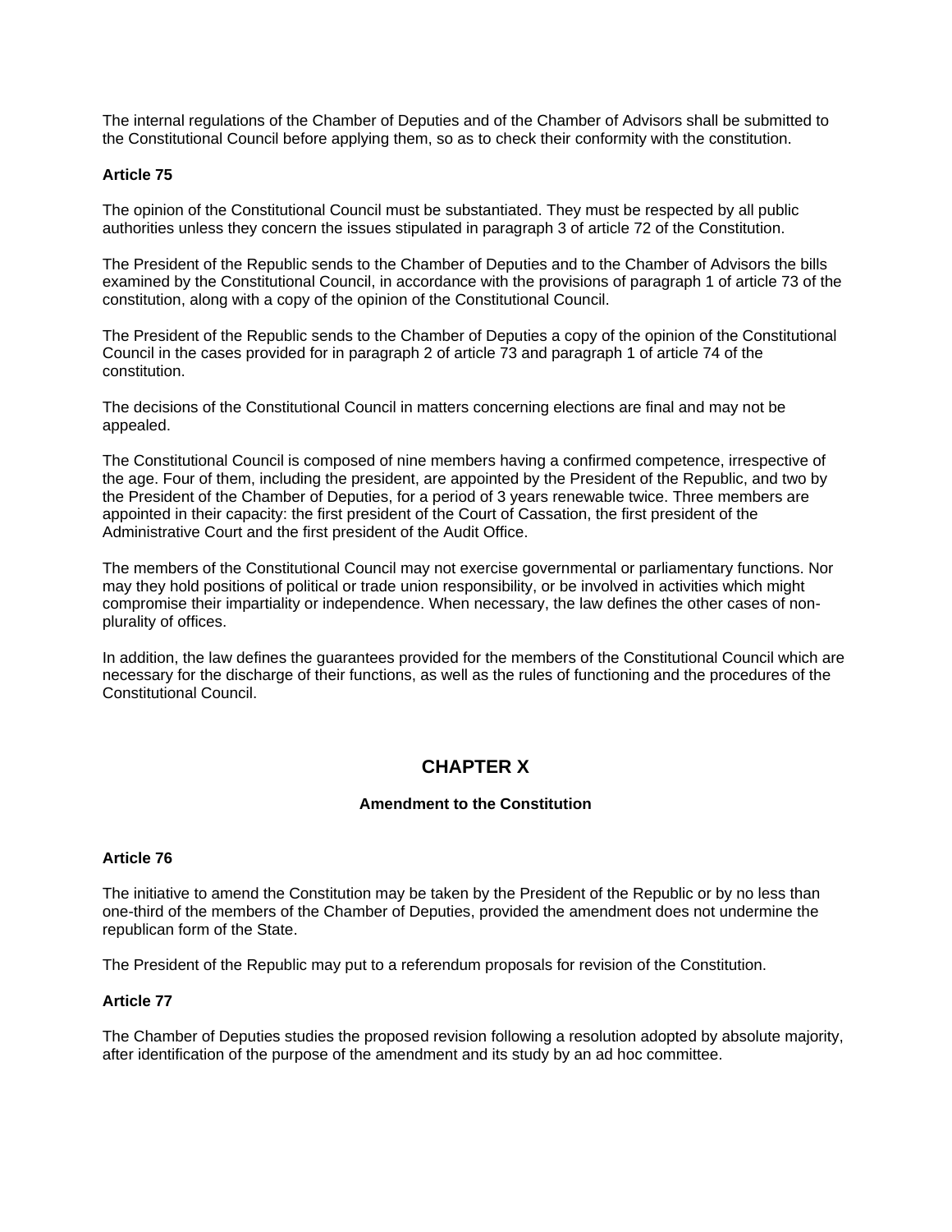The internal regulations of the Chamber of Deputies and of the Chamber of Advisors shall be submitted to the Constitutional Council before applying them, so as to check their conformity with the constitution.

**Article 75**

The opinion of the Constitutional Council must be substantiated. They must be respected by all public authorities unless they concern the issues stipulated in paragraph 3 of article 72 of the Constitution.

The President of the Republic sends to the Chamber of Deputies and to the Chamber of Advisors the bills examined by the Constitutional Council, in accordance with the provisions of paragraph 1 of article 73 of the constitution, along with a copy of the opinion of the Constitutional Council.

The President of the Republic sends to the Chamber of Deputies a copy of the opinion of the Constitutional Council in the cases provided for in paragraph 2 of article 73 and paragraph 1 of article 74 of the constitution.

The decisions of the Constitutional Council in matters concerning elections are final and may not be appealed.

The Constitutional Council is composed of nine members having a confirmed competence, irrespective of the age. Four of them, including the president, are appointed by the President of the Republic, and two by the President of the Chamber of Deputies, for a period of 3 years renewable twice. Three members are appointed in their capacity: the first president of the Court of Cassation, the first president of the Administrative Court and the first president of the Audit Office.

The members of the Constitutional Council may not exercise governmental or parliamentary functions. Nor may they hold positions of political or trade union responsibility, or be involved in activities which might compromise their impartiality or independence. When necessary, the law defines the other cases of non-plurality of offices.

In addition, the law defines the guarantees provided for the members of the Constitutional Council which are necessary for the discharge of their functions, as well as the rules of functioning and the procedures of the Constitutional Council.

## CHAPTER X

### Amendment to the Constitution

**Article 76**

The initiative to amend the Constitution may be taken by the President of the Republic or by no less than one-third of the members of the Chamber of Deputies, provided the amendment does not undermine the republican form of the State.

The President of the Republic may put to a referendum proposals for revision of the Constitution.

**Article 77**

The Chamber of Deputies studies the proposed revision following a resolution adopted by absolute majority, after identification of the purpose of the amendment and its study by an ad hoc committee.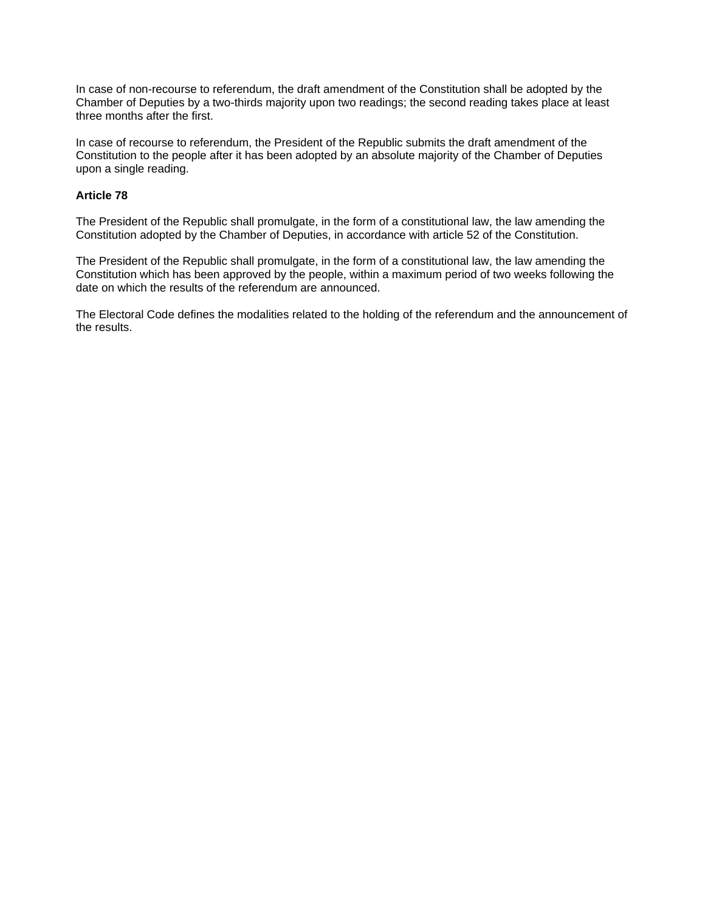In case of non-recourse to referendum, the draft amendment of the Constitution shall be adopted by the Chamber of Deputies by a two-thirds majority upon two readings; the second reading takes place at least three months after the first.

In case of recourse to referendum, the President of the Republic submits the draft amendment of the Constitution to the people after it has been adopted by an absolute majority of the Chamber of Deputies upon a single reading.

**Article 78**

The President of the Republic shall promulgate, in the form of a constitutional law, the law amending the Constitution adopted by the Chamber of Deputies, in accordance with article 52 of the Constitution.

The President of the Republic shall promulgate, in the form of a constitutional law, the law amending the Constitution which has been approved by the people, within a maximum period of two weeks following the date on which the results of the referendum are announced.

The Electoral Code defines the modalities related to the holding of the referendum and the announcement of the results.